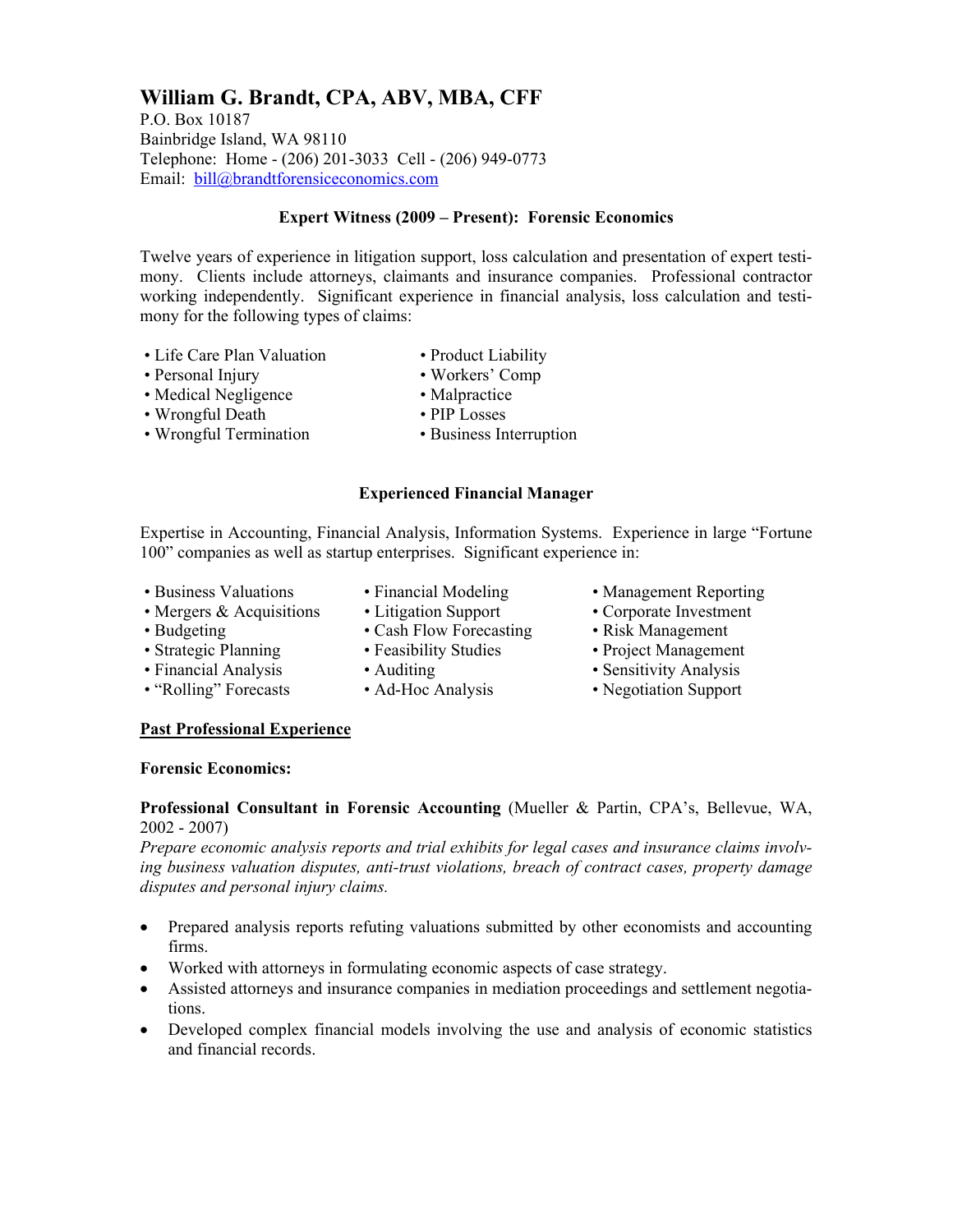# William G. Brandt, CPA, ABV, MBA, CFF

P.O. Box 10187
Bainbridge Island, WA 98110
Telephone: Home - (206) 201-3033 Cell - (206) 949-0773
Email: bill@brandtforensiceconomics.com

### Expert Witness (2009 – Present): Forensic Economics

Twelve years of experience in litigation support, loss calculation and presentation of expert testimony. Clients include attorneys, claimants and insurance companies. Professional contractor working independently. Significant experience in financial analysis, loss calculation and testimony for the following types of claims:

- Life Care Plan Valuation
- Personal Injury
- Medical Negligence
- Wrongful Death
- Wrongful Termination
- Product Liability
- Workers' Comp
- Malpractice
- PIP Losses
- Business Interruption

### Experienced Financial Manager

Expertise in Accounting, Financial Analysis, Information Systems. Experience in large "Fortune 100" companies as well as startup enterprises. Significant experience in:

- Business Valuations
- Mergers & Acquisitions
- Budgeting
- Strategic Planning
- Financial Analysis
- "Rolling" Forecasts
- Financial Modeling
- Litigation Support
- Cash Flow Forecasting
- Feasibility Studies
- Auditing
- Ad-Hoc Analysis
- Management Reporting
- Corporate Investment
- Risk Management
- Project Management
- Sensitivity Analysis
- Negotiation Support

## Past Professional Experience

**Forensic Economics:**

**Professional Consultant in Forensic Accounting** (Mueller & Partin, CPA's, Bellevue, WA, 2002 - 2007)

*Prepare economic analysis reports and trial exhibits for legal cases and insurance claims involving business valuation disputes, anti-trust violations, breach of contract cases, property damage disputes and personal injury claims.*

- Prepared analysis reports refuting valuations submitted by other economists and accounting firms.
- Worked with attorneys in formulating economic aspects of case strategy.
- Assisted attorneys and insurance companies in mediation proceedings and settlement negotiations.
- Developed complex financial models involving the use and analysis of economic statistics and financial records.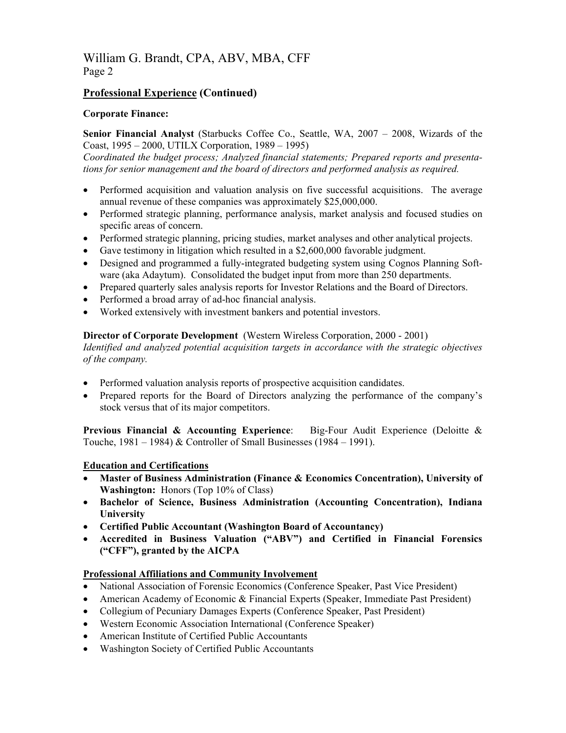## Professional Experience (Continued)

**Corporate Finance:**

**Senior Financial Analyst** (Starbucks Coffee Co., Seattle, WA, 2007 – 2008, Wizards of the Coast, 1995 – 2000, UTILX Corporation, 1989 – 1995)
*Coordinated the budget process; Analyzed financial statements; Prepared reports and presentations for senior management and the board of directors and performed analysis as required.*

- Performed acquisition and valuation analysis on five successful acquisitions. The average annual revenue of these companies was approximately $25,000,000.
- Performed strategic planning, performance analysis, market analysis and focused studies on specific areas of concern.
- Performed strategic planning, pricing studies, market analyses and other analytical projects.
- Gave testimony in litigation which resulted in a $2,600,000 favorable judgment.
- Designed and programmed a fully-integrated budgeting system using Cognos Planning Software (aka Adaytum). Consolidated the budget input from more than 250 departments.
- Prepared quarterly sales analysis reports for Investor Relations and the Board of Directors.
- Performed a broad array of ad-hoc financial analysis.
- Worked extensively with investment bankers and potential investors.

**Director of Corporate Development** (Western Wireless Corporation, 2000 - 2001)
*Identified and analyzed potential acquisition targets in accordance with the strategic objectives of the company.*

- Performed valuation analysis reports of prospective acquisition candidates.
- Prepared reports for the Board of Directors analyzing the performance of the company's stock versus that of its major competitors.

**Previous Financial & Accounting Experience**: Big-Four Audit Experience (Deloitte & Touche, 1981 – 1984) & Controller of Small Businesses (1984 – 1991).

## Education and Certifications

- **Master of Business Administration (Finance & Economics Concentration), University of Washington:** Honors (Top 10% of Class)
- **Bachelor of Science, Business Administration (Accounting Concentration), Indiana University**
- **Certified Public Accountant (Washington Board of Accountancy)**
- **Accredited in Business Valuation ("ABV") and Certified in Financial Forensics ("CFF"), granted by the AICPA**

## Professional Affiliations and Community Involvement

- National Association of Forensic Economics (Conference Speaker, Past Vice President)
- American Academy of Economic & Financial Experts (Speaker, Immediate Past President)
- Collegium of Pecuniary Damages Experts (Conference Speaker, Past President)
- Western Economic Association International (Conference Speaker)
- American Institute of Certified Public Accountants
- Washington Society of Certified Public Accountants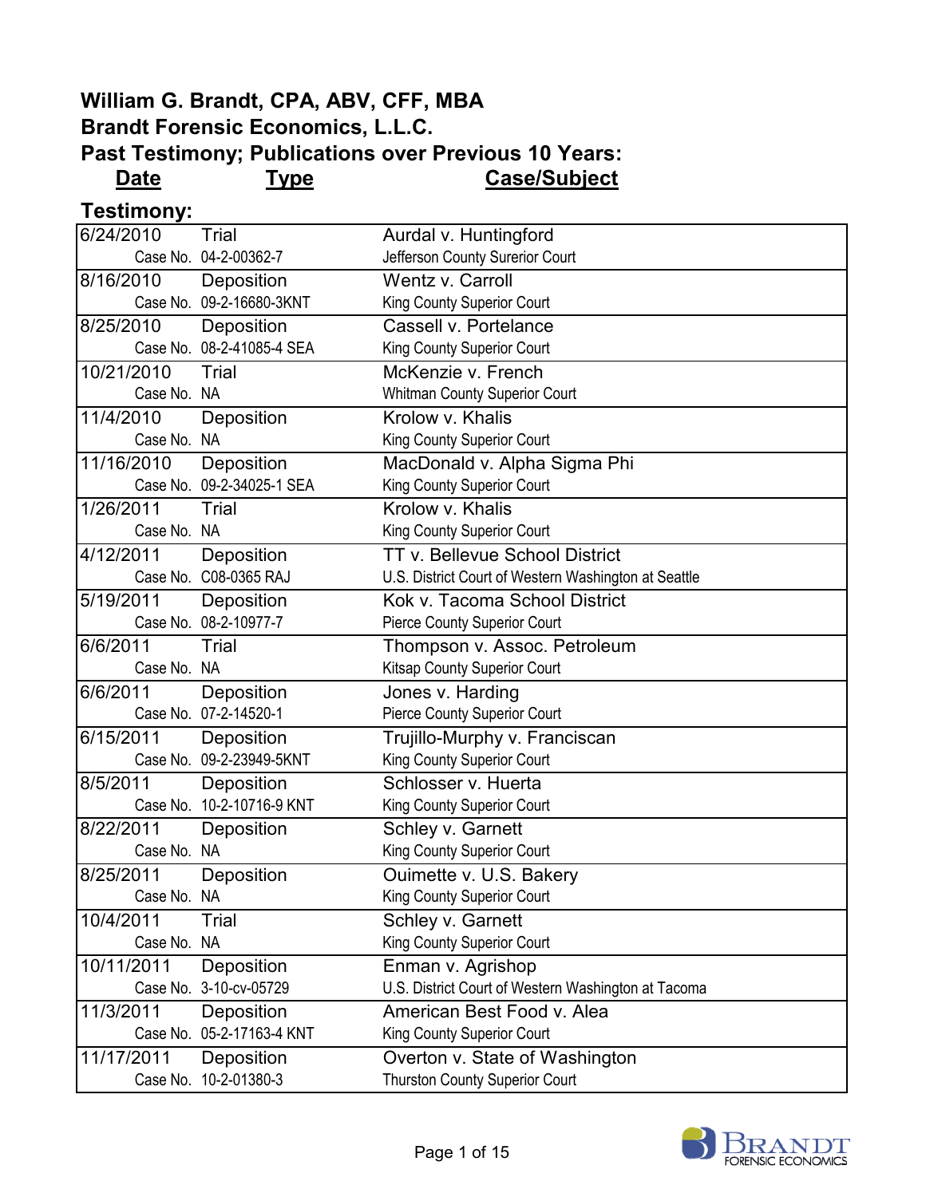# William G. Brandt, CPA, ABV, CFF, MBA
# Brandt Forensic Economics, L.L.C.
# Past Testimony; Publications over Previous 10 Years:

| Date | Type | Case/Subject |
|---|---|---|

## Testimony:

| Date | Type | Case/Subject |
|---|---|---|
| 6/24/2010 | Trial | Aurdal v. Huntingford |
| Case No. | 04-2-00362-7 | Jefferson County Surerior Court |
| 8/16/2010 | Deposition | Wentz v. Carroll |
| Case No. | 09-2-16680-3KNT | King County Superior Court |
| 8/25/2010 | Deposition | Cassell v. Portelance |
| Case No. | 08-2-41085-4 SEA | King County Superior Court |
| 10/21/2010 | Trial | McKenzie v. French |
| Case No. | NA | Whitman County Superior Court |
| 11/4/2010 | Deposition | Krolow v. Khalis |
| Case No. | NA | King County Superior Court |
| 11/16/2010 | Deposition | MacDonald v. Alpha Sigma Phi |
| Case No. | 09-2-34025-1 SEA | King County Superior Court |
| 1/26/2011 | Trial | Krolow v. Khalis |
| Case No. | NA | King County Superior Court |
| 4/12/2011 | Deposition | TT v. Bellevue School District |
| Case No. | C08-0365 RAJ | U.S. District Court of Western Washington at Seattle |
| 5/19/2011 | Deposition | Kok v. Tacoma School District |
| Case No. | 08-2-10977-7 | Pierce County Superior Court |
| 6/6/2011 | Trial | Thompson v. Assoc. Petroleum |
| Case No. | NA | Kitsap County Superior Court |
| 6/6/2011 | Deposition | Jones v. Harding |
| Case No. | 07-2-14520-1 | Pierce County Superior Court |
| 6/15/2011 | Deposition | Trujillo-Murphy v. Franciscan |
| Case No. | 09-2-23949-5KNT | King County Superior Court |
| 8/5/2011 | Deposition | Schlosser v. Huerta |
| Case No. | 10-2-10716-9 KNT | King County Superior Court |
| 8/22/2011 | Deposition | Schley v. Garnett |
| Case No. | NA | King County Superior Court |
| 8/25/2011 | Deposition | Ouimette v. U.S. Bakery |
| Case No. | NA | King County Superior Court |
| 10/4/2011 | Trial | Schley v. Garnett |
| Case No. | NA | King County Superior Court |
| 10/11/2011 | Deposition | Enman v. Agrishop |
| Case No. | 3-10-cv-05729 | U.S. District Court of Western Washington at Tacoma |
| 11/3/2011 | Deposition | American Best Food v. Alea |
| Case No. | 05-2-17163-4 KNT | King County Superior Court |
| 11/17/2011 | Deposition | Overton v. State of Washington |
| Case No. | 10-2-01380-3 | Thurston County Superior Court |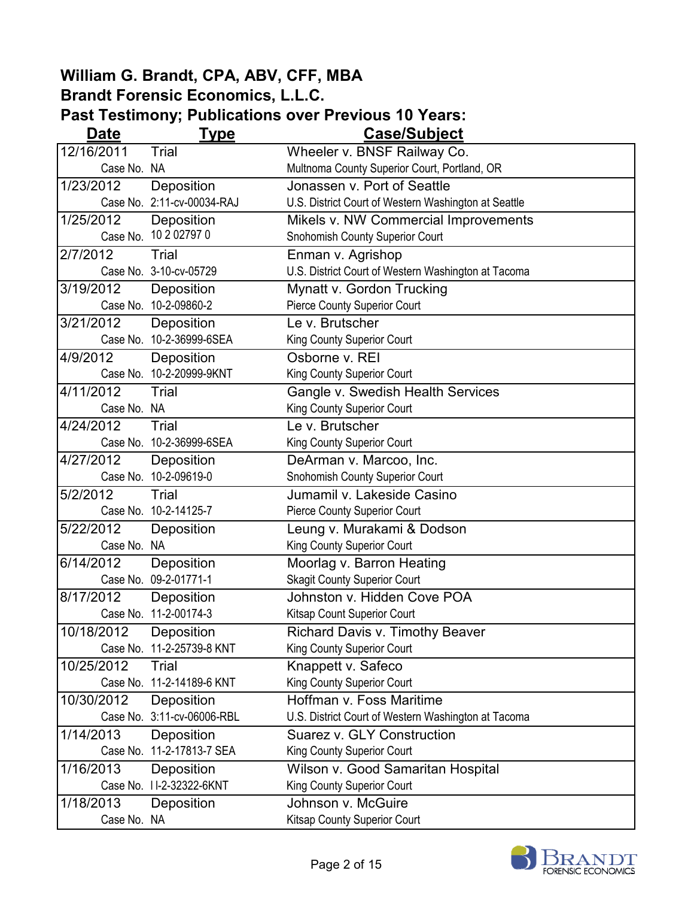**William G. Brandt, CPA, ABV, CFF, MBA**
**Brandt Forensic Economics, L.L.C.**
**Past Testimony; Publications over Previous 10 Years:**

| Date | Type | Case/Subject |
|---|---|---|
| 12/16/2011 | Trial | Wheeler v. BNSF Railway Co. |
| Case No. | NA | Multnoma County Superior Court, Portland, OR |
| 1/23/2012 | Deposition | Jonassen v. Port of Seattle |
| Case No. | 2:11-cv-00034-RAJ | U.S. District Court of Western Washington at Seattle |
| 1/25/2012 | Deposition | Mikels v. NW Commercial Improvements |
| Case No. | 10 2 02797 0 | Snohomish County Superior Court |
| 2/7/2012 | Trial | Enman v. Agrishop |
| Case No. | 3-10-cv-05729 | U.S. District Court of Western Washington at Tacoma |
| 3/19/2012 | Deposition | Mynatt v. Gordon Trucking |
| Case No. | 10-2-09860-2 | Pierce County Superior Court |
| 3/21/2012 | Deposition | Le v. Brutscher |
| Case No. | 10-2-36999-6SEA | King County Superior Court |
| 4/9/2012 | Deposition | Osborne v. REI |
| Case No. | 10-2-20999-9KNT | King County Superior Court |
| 4/11/2012 | Trial | Gangle v. Swedish Health Services |
| Case No. | NA | King County Superior Court |
| 4/24/2012 | Trial | Le v. Brutscher |
| Case No. | 10-2-36999-6SEA | King County Superior Court |
| 4/27/2012 | Deposition | DeArman v. Marcoo, Inc. |
| Case No. | 10-2-09619-0 | Snohomish County Superior Court |
| 5/2/2012 | Trial | Jumamil v. Lakeside Casino |
| Case No. | 10-2-14125-7 | Pierce County Superior Court |
| 5/22/2012 | Deposition | Leung v. Murakami & Dodson |
| Case No. | NA | King County Superior Court |
| 6/14/2012 | Deposition | Moorlag v. Barron Heating |
| Case No. | 09-2-01771-1 | Skagit County Superior Court |
| 8/17/2012 | Deposition | Johnston v. Hidden Cove POA |
| Case No. | 11-2-00174-3 | Kitsap Count Superior Court |
| 10/18/2012 | Deposition | Richard Davis v. Timothy Beaver |
| Case No. | 11-2-25739-8 KNT | King County Superior Court |
| 10/25/2012 | Trial | Knappett v. Safeco |
| Case No. | 11-2-14189-6 KNT | King County Superior Court |
| 10/30/2012 | Deposition | Hoffman v. Foss Maritime |
| Case No. | 3:11-cv-06006-RBL | U.S. District Court of Western Washington at Tacoma |
| 1/14/2013 | Deposition | Suarez v. GLY Construction |
| Case No. | 11-2-17813-7 SEA | King County Superior Court |
| 1/16/2013 | Deposition | Wilson v. Good Samaritan Hospital |
| Case No. | I l-2-32322-6KNT | King County Superior Court |
| 1/18/2013 | Deposition | Johnson v. McGuire |
| Case No. | NA | Kitsap County Superior Court |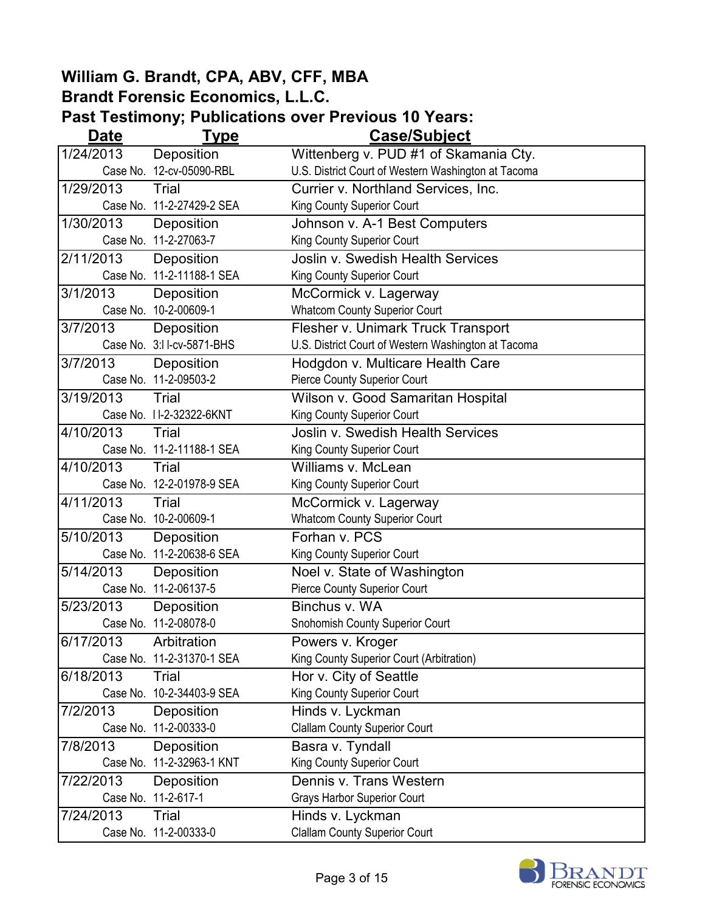**William G. Brandt, CPA, ABV, CFF, MBA**
**Brandt Forensic Economics, L.L.C.**
**Past Testimony; Publications over Previous 10 Years:**

| Date | Type | Case/Subject |
|---|---|---|
| 1/24/2013 | Deposition | Wittenberg v. PUD #1 of Skamania Cty. |
| | Case No. 12-cv-05090-RBL | U.S. District Court of Western Washington at Tacoma |
| 1/29/2013 | Trial | Currier v. Northland Services, Inc. |
| | Case No. 11-2-27429-2 SEA | King County Superior Court |
| 1/30/2013 | Deposition | Johnson v. A-1 Best Computers |
| | Case No. 11-2-27063-7 | King County Superior Court |
| 2/11/2013 | Deposition | Joslin v. Swedish Health Services |
| | Case No. 11-2-11188-1 SEA | King County Superior Court |
| 3/1/2013 | Deposition | McCormick v. Lagerway |
| | Case No. 10-2-00609-1 | Whatcom County Superior Court |
| 3/7/2013 | Deposition | Flesher v. Unimark Truck Transport |
| | Case No. 3:l l-cv-5871-BHS | U.S. District Court of Western Washington at Tacoma |
| 3/7/2013 | Deposition | Hodgdon v. Multicare Health Care |
| | Case No. 11-2-09503-2 | Pierce County Superior Court |
| 3/19/2013 | Trial | Wilson v. Good Samaritan Hospital |
| | Case No. l l-2-32322-6KNT | King County Superior Court |
| 4/10/2013 | Trial | Joslin v. Swedish Health Services |
| | Case No. 11-2-11188-1 SEA | King County Superior Court |
| 4/10/2013 | Trial | Williams v. McLean |
| | Case No. 12-2-01978-9 SEA | King County Superior Court |
| 4/11/2013 | Trial | McCormick v. Lagerway |
| | Case No. 10-2-00609-1 | Whatcom County Superior Court |
| 5/10/2013 | Deposition | Forhan v. PCS |
| | Case No. 11-2-20638-6 SEA | King County Superior Court |
| 5/14/2013 | Deposition | Noel v. State of Washington |
| | Case No. 11-2-06137-5 | Pierce County Superior Court |
| 5/23/2013 | Deposition | Binchus v. WA |
| | Case No. 11-2-08078-0 | Snohomish County Superior Court |
| 6/17/2013 | Arbitration | Powers v. Kroger |
| | Case No. 11-2-31370-1 SEA | King County Superior Court (Arbitration) |
| 6/18/2013 | Trial | Hor v. City of Seattle |
| | Case No. 10-2-34403-9 SEA | King County Superior Court |
| 7/2/2013 | Deposition | Hinds v. Lyckman |
| | Case No. 11-2-00333-0 | Clallam County Superior Court |
| 7/8/2013 | Deposition | Basra v. Tyndall |
| | Case No. 11-2-32963-1 KNT | King County Superior Court |
| 7/22/2013 | Deposition | Dennis v. Trans Western |
| | Case No. 11-2-617-1 | Grays Harbor Superior Court |
| 7/24/2013 | Trial | Hinds v. Lyckman |
| | Case No. 11-2-00333-0 | Clallam County Superior Court |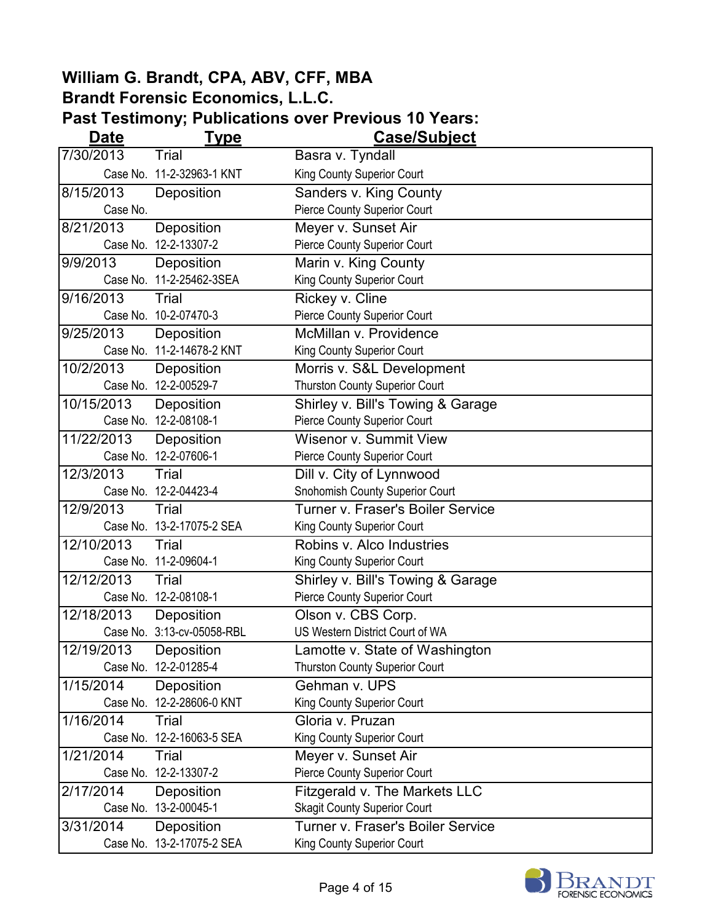**William G. Brandt, CPA, ABV, CFF, MBA**
**Brandt Forensic Economics, L.L.C.**
**Past Testimony; Publications over Previous 10 Years:**

| Date | Type | Case/Subject |
|---|---|---|
| 7/30/2013 | Trial | Basra v. Tyndall |
| | Case No. 11-2-32963-1 KNT | King County Superior Court |
| 8/15/2013 | Deposition | Sanders v. King County |
| | Case No. | Pierce County Superior Court |
| 8/21/2013 | Deposition | Meyer v. Sunset Air |
| | Case No. 12-2-13307-2 | Pierce County Superior Court |
| 9/9/2013 | Deposition | Marin v. King County |
| | Case No. 11-2-25462-3SEA | King County Superior Court |
| 9/16/2013 | Trial | Rickey v. Cline |
| | Case No. 10-2-07470-3 | Pierce County Superior Court |
| 9/25/2013 | Deposition | McMillan v. Providence |
| | Case No. 11-2-14678-2 KNT | King County Superior Court |
| 10/2/2013 | Deposition | Morris v. S&L Development |
| | Case No. 12-2-00529-7 | Thurston County Superior Court |
| 10/15/2013 | Deposition | Shirley v. Bill's Towing & Garage |
| | Case No. 12-2-08108-1 | Pierce County Superior Court |
| 11/22/2013 | Deposition | Wisenor v. Summit View |
| | Case No. 12-2-07606-1 | Pierce County Superior Court |
| 12/3/2013 | Trial | Dill v. City of Lynnwood |
| | Case No. 12-2-04423-4 | Snohomish County Superior Court |
| 12/9/2013 | Trial | Turner v. Fraser's Boiler Service |
| | Case No. 13-2-17075-2 SEA | King County Superior Court |
| 12/10/2013 | Trial | Robins v. Alco Industries |
| | Case No. 11-2-09604-1 | King County Superior Court |
| 12/12/2013 | Trial | Shirley v. Bill's Towing & Garage |
| | Case No. 12-2-08108-1 | Pierce County Superior Court |
| 12/18/2013 | Deposition | Olson v. CBS Corp. |
| | Case No. 3:13-cv-05058-RBL | US Western District Court of WA |
| 12/19/2013 | Deposition | Lamotte v. State of Washington |
| | Case No. 12-2-01285-4 | Thurston County Superior Court |
| 1/15/2014 | Deposition | Gehman v. UPS |
| | Case No. 12-2-28606-0 KNT | King County Superior Court |
| 1/16/2014 | Trial | Gloria v. Pruzan |
| | Case No. 12-2-16063-5 SEA | King County Superior Court |
| 1/21/2014 | Trial | Meyer v. Sunset Air |
| | Case No. 12-2-13307-2 | Pierce County Superior Court |
| 2/17/2014 | Deposition | Fitzgerald v. The Markets LLC |
| | Case No. 13-2-00045-1 | Skagit County Superior Court |
| 3/31/2014 | Deposition | Turner v. Fraser's Boiler Service |
| | Case No. 13-2-17075-2 SEA | King County Superior Court |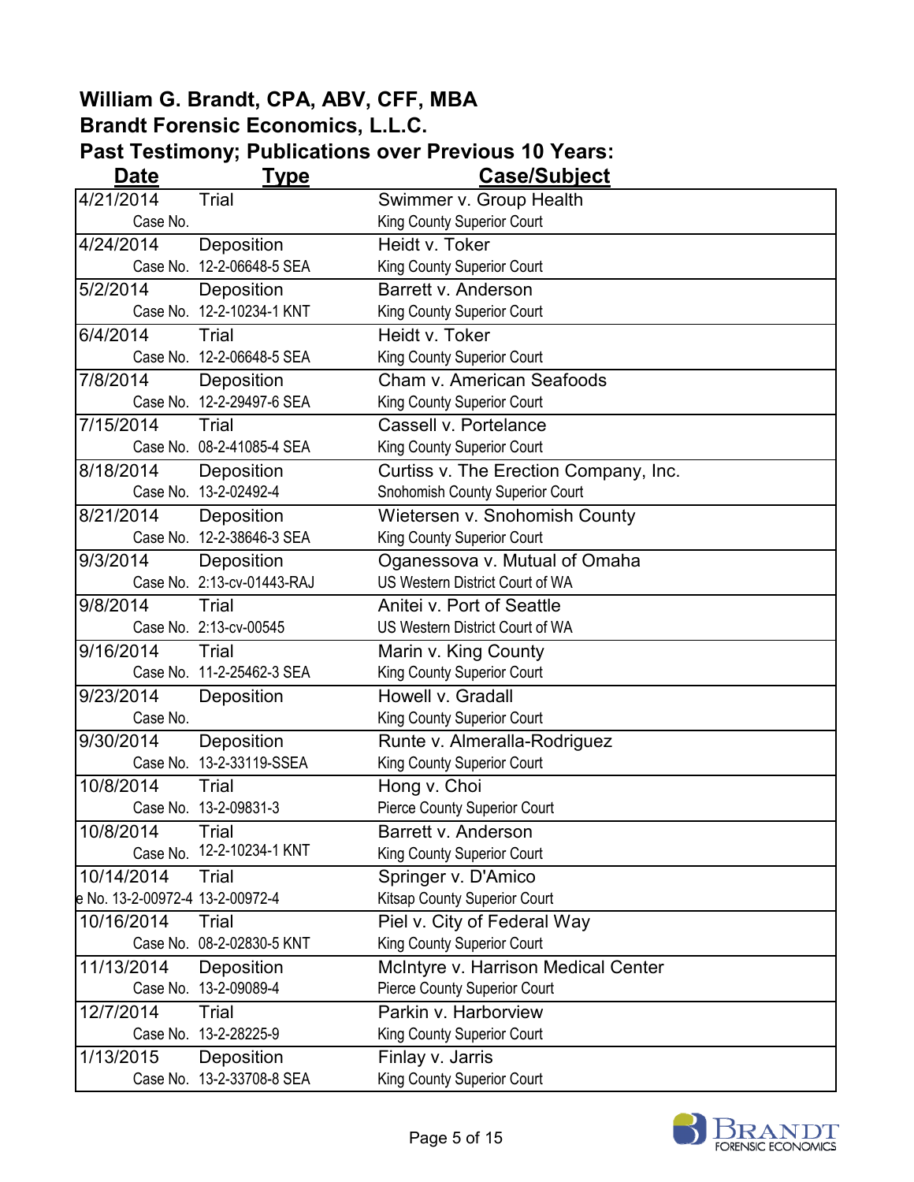**William G. Brandt, CPA, ABV, CFF, MBA**
**Brandt Forensic Economics, L.L.C.**
**Past Testimony; Publications over Previous 10 Years:**

| Date | Type | Case/Subject |
|---|---|---|
| 4/21/2014 | Trial | Swimmer v. Group Health |
| | Case No. | King County Superior Court |
| 4/24/2014 | Deposition | Heidt v. Toker |
| | Case No. 12-2-06648-5 SEA | King County Superior Court |
| 5/2/2014 | Deposition | Barrett v. Anderson |
| | Case No. 12-2-10234-1 KNT | King County Superior Court |
| 6/4/2014 | Trial | Heidt v. Toker |
| | Case No. 12-2-06648-5 SEA | King County Superior Court |
| 7/8/2014 | Deposition | Cham v. American Seafoods |
| | Case No. 12-2-29497-6 SEA | King County Superior Court |
| 7/15/2014 | Trial | Cassell v. Portelance |
| | Case No. 08-2-41085-4 SEA | King County Superior Court |
| 8/18/2014 | Deposition | Curtiss v. The Erection Company, Inc. |
| | Case No. 13-2-02492-4 | Snohomish County Superior Court |
| 8/21/2014 | Deposition | Wietersen v. Snohomish County |
| | Case No. 12-2-38646-3 SEA | King County Superior Court |
| 9/3/2014 | Deposition | Oganessova v. Mutual of Omaha |
| | Case No. 2:13-cv-01443-RAJ | US Western District Court of WA |
| 9/8/2014 | Trial | Anitei v. Port of Seattle |
| | Case No. 2:13-cv-00545 | US Western District Court of WA |
| 9/16/2014 | Trial | Marin v. King County |
| | Case No. 11-2-25462-3 SEA | King County Superior Court |
| 9/23/2014 | Deposition | Howell v. Gradall |
| | Case No. | King County Superior Court |
| 9/30/2014 | Deposition | Runte v. Almeralla-Rodriguez |
| | Case No. 13-2-33119-SSEA | King County Superior Court |
| 10/8/2014 | Trial | Hong v. Choi |
| | Case No. 13-2-09831-3 | Pierce County Superior Court |
| 10/8/2014 | Trial | Barrett v. Anderson |
| | Case No. 12-2-10234-1 KNT | King County Superior Court |
| 10/14/2014 | Trial | Springer v. D'Amico |
| | e No. 13-2-00972-4 13-2-00972-4 | Kitsap County Superior Court |
| 10/16/2014 | Trial | Piel v. City of Federal Way |
| | Case No. 08-2-02830-5 KNT | King County Superior Court |
| 11/13/2014 | Deposition | McIntyre v. Harrison Medical Center |
| | Case No. 13-2-09089-4 | Pierce County Superior Court |
| 12/7/2014 | Trial | Parkin v. Harborview |
| | Case No. 13-2-28225-9 | King County Superior Court |
| 1/13/2015 | Deposition | Finlay v. Jarris |
| | Case No. 13-2-33708-8 SEA | King County Superior Court |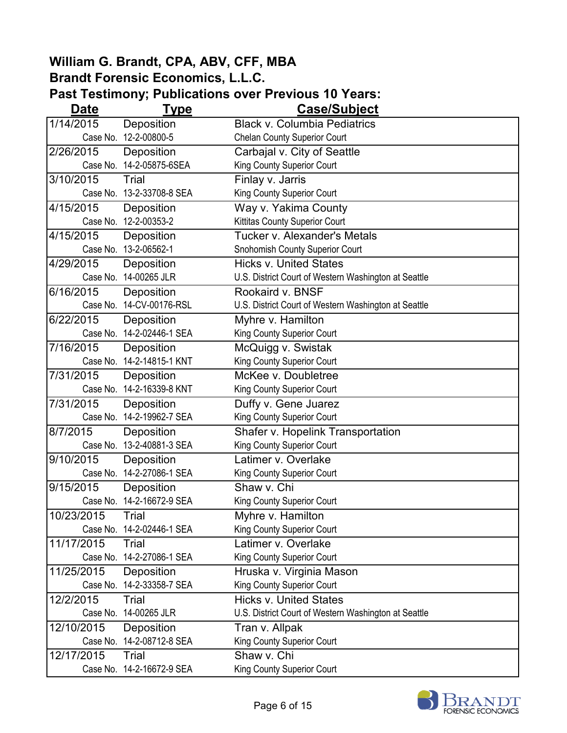**William G. Brandt, CPA, ABV, CFF, MBA**
**Brandt Forensic Economics, L.L.C.**
**Past Testimony; Publications over Previous 10 Years:**

| Date | Type | Case/Subject |
|---|---|---|
| 1/14/2015 | Deposition | Black v. Columbia Pediatrics |
| | Case No. 12-2-00800-5 | Chelan County Superior Court |
| 2/26/2015 | Deposition | Carbajal v. City of Seattle |
| | Case No. 14-2-05875-6SEA | King County Superior Court |
| 3/10/2015 | Trial | Finlay v. Jarris |
| | Case No. 13-2-33708-8 SEA | King County Superior Court |
| 4/15/2015 | Deposition | Way v. Yakima County |
| | Case No. 12-2-00353-2 | Kittitas County Superior Court |
| 4/15/2015 | Deposition | Tucker v. Alexander's Metals |
| | Case No. 13-2-06562-1 | Snohomish County Superior Court |
| 4/29/2015 | Deposition | Hicks v. United States |
| | Case No. 14-00265 JLR | U.S. District Court of Western Washington at Seattle |
| 6/16/2015 | Deposition | Rookaird v. BNSF |
| | Case No. 14-CV-00176-RSL | U.S. District Court of Western Washington at Seattle |
| 6/22/2015 | Deposition | Myhre v. Hamilton |
| | Case No. 14-2-02446-1 SEA | King County Superior Court |
| 7/16/2015 | Deposition | McQuigg v. Swistak |
| | Case No. 14-2-14815-1 KNT | King County Superior Court |
| 7/31/2015 | Deposition | McKee v. Doubletree |
| | Case No. 14-2-16339-8 KNT | King County Superior Court |
| 7/31/2015 | Deposition | Duffy v. Gene Juarez |
| | Case No. 14-2-19962-7 SEA | King County Superior Court |
| 8/7/2015 | Deposition | Shafer v. Hopelink Transportation |
| | Case No. 13-2-40881-3 SEA | King County Superior Court |
| 9/10/2015 | Deposition | Latimer v. Overlake |
| | Case No. 14-2-27086-1 SEA | King County Superior Court |
| 9/15/2015 | Deposition | Shaw v. Chi |
| | Case No. 14-2-16672-9 SEA | King County Superior Court |
| 10/23/2015 | Trial | Myhre v. Hamilton |
| | Case No. 14-2-02446-1 SEA | King County Superior Court |
| 11/17/2015 | Trial | Latimer v. Overlake |
| | Case No. 14-2-27086-1 SEA | King County Superior Court |
| 11/25/2015 | Deposition | Hruska v. Virginia Mason |
| | Case No. 14-2-33358-7 SEA | King County Superior Court |
| 12/2/2015 | Trial | Hicks v. United States |
| | Case No. 14-00265 JLR | U.S. District Court of Western Washington at Seattle |
| 12/10/2015 | Deposition | Tran v. Allpak |
| | Case No. 14-2-08712-8 SEA | King County Superior Court |
| 12/17/2015 | Trial | Shaw v. Chi |
| | Case No. 14-2-16672-9 SEA | King County Superior Court |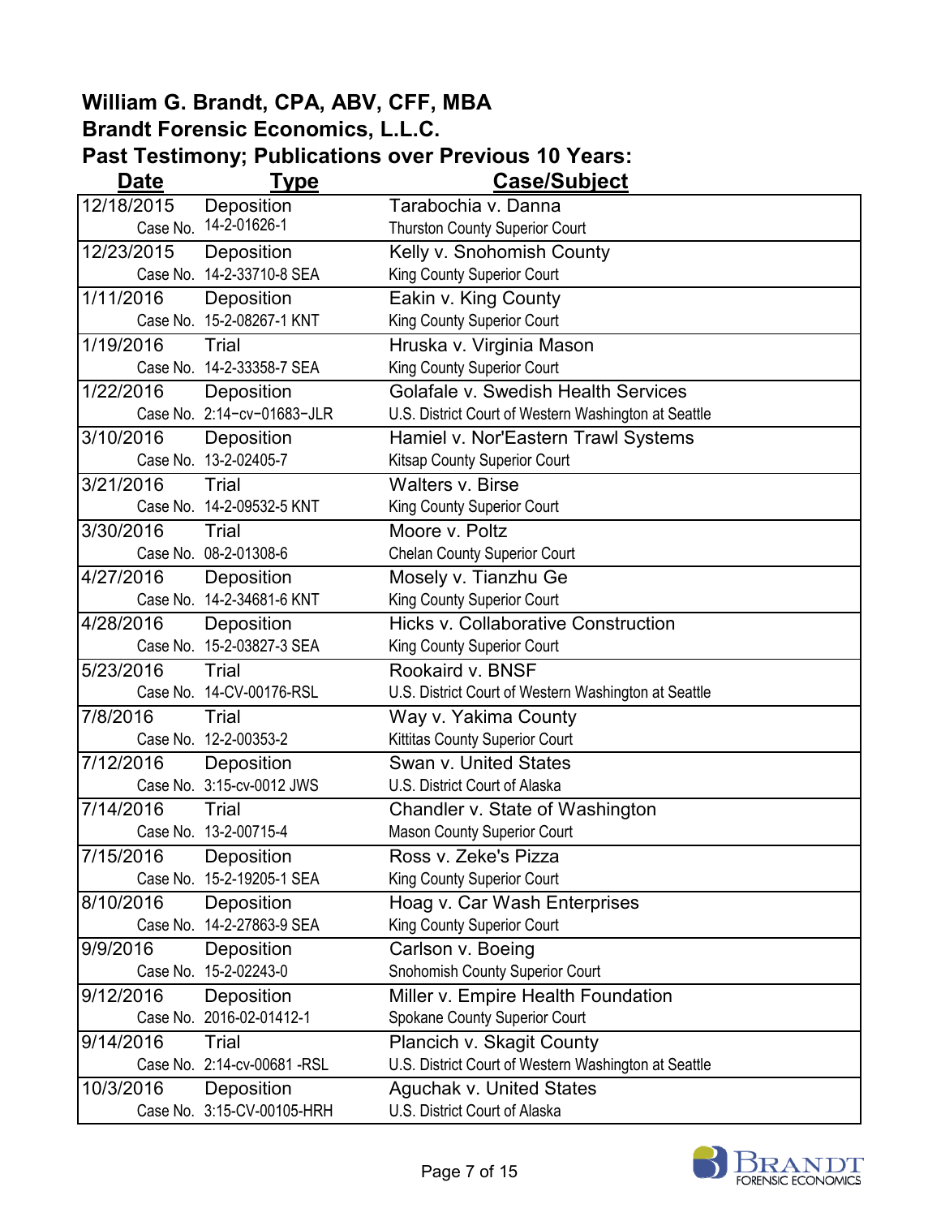**William G. Brandt, CPA, ABV, CFF, MBA**

**Brandt Forensic Economics, L.L.C.**

**Past Testimony; Publications over Previous 10 Years:**

| Date | Type | Case/Subject |
|---|---|---|
| 12/18/2015 | Deposition | Tarabochia v. Danna |
| | Case No. 14-2-01626-1 | Thurston County Superior Court |
| 12/23/2015 | Deposition | Kelly v. Snohomish County |
| | Case No. 14-2-33710-8 SEA | King County Superior Court |
| 1/11/2016 | Deposition | Eakin v. King County |
| | Case No. 15-2-08267-1 KNT | King County Superior Court |
| 1/19/2016 | Trial | Hruska v. Virginia Mason |
| | Case No. 14-2-33358-7 SEA | King County Superior Court |
| 1/22/2016 | Deposition | Golafale v. Swedish Health Services |
| | Case No. 2:14-cv-01683-JLR | U.S. District Court of Western Washington at Seattle |
| 3/10/2016 | Deposition | Hamiel v. Nor'Eastern Trawl Systems |
| | Case No. 13-2-02405-7 | Kitsap County Superior Court |
| 3/21/2016 | Trial | Walters v. Birse |
| | Case No. 14-2-09532-5 KNT | King County Superior Court |
| 3/30/2016 | Trial | Moore v. Poltz |
| | Case No. 08-2-01308-6 | Chelan County Superior Court |
| 4/27/2016 | Deposition | Mosely v. Tianzhu Ge |
| | Case No. 14-2-34681-6 KNT | King County Superior Court |
| 4/28/2016 | Deposition | Hicks v. Collaborative Construction |
| | Case No. 15-2-03827-3 SEA | King County Superior Court |
| 5/23/2016 | Trial | Rookaird v. BNSF |
| | Case No. 14-CV-00176-RSL | U.S. District Court of Western Washington at Seattle |
| 7/8/2016 | Trial | Way v. Yakima County |
| | Case No. 12-2-00353-2 | Kittitas County Superior Court |
| 7/12/2016 | Deposition | Swan v. United States |
| | Case No. 3:15-cv-0012 JWS | U.S. District Court of Alaska |
| 7/14/2016 | Trial | Chandler v. State of Washington |
| | Case No. 13-2-00715-4 | Mason County Superior Court |
| 7/15/2016 | Deposition | Ross v. Zeke's Pizza |
| | Case No. 15-2-19205-1 SEA | King County Superior Court |
| 8/10/2016 | Deposition | Hoag v. Car Wash Enterprises |
| | Case No. 14-2-27863-9 SEA | King County Superior Court |
| 9/9/2016 | Deposition | Carlson v. Boeing |
| | Case No. 15-2-02243-0 | Snohomish County Superior Court |
| 9/12/2016 | Deposition | Miller v. Empire Health Foundation |
| | Case No. 2016-02-01412-1 | Spokane County Superior Court |
| 9/14/2016 | Trial | Plancich v. Skagit County |
| | Case No. 2:14-cv-00681 -RSL | U.S. District Court of Western Washington at Seattle |
| 10/3/2016 | Deposition | Aguchak v. United States |
| | Case No. 3:15-CV-00105-HRH | U.S. District Court of Alaska |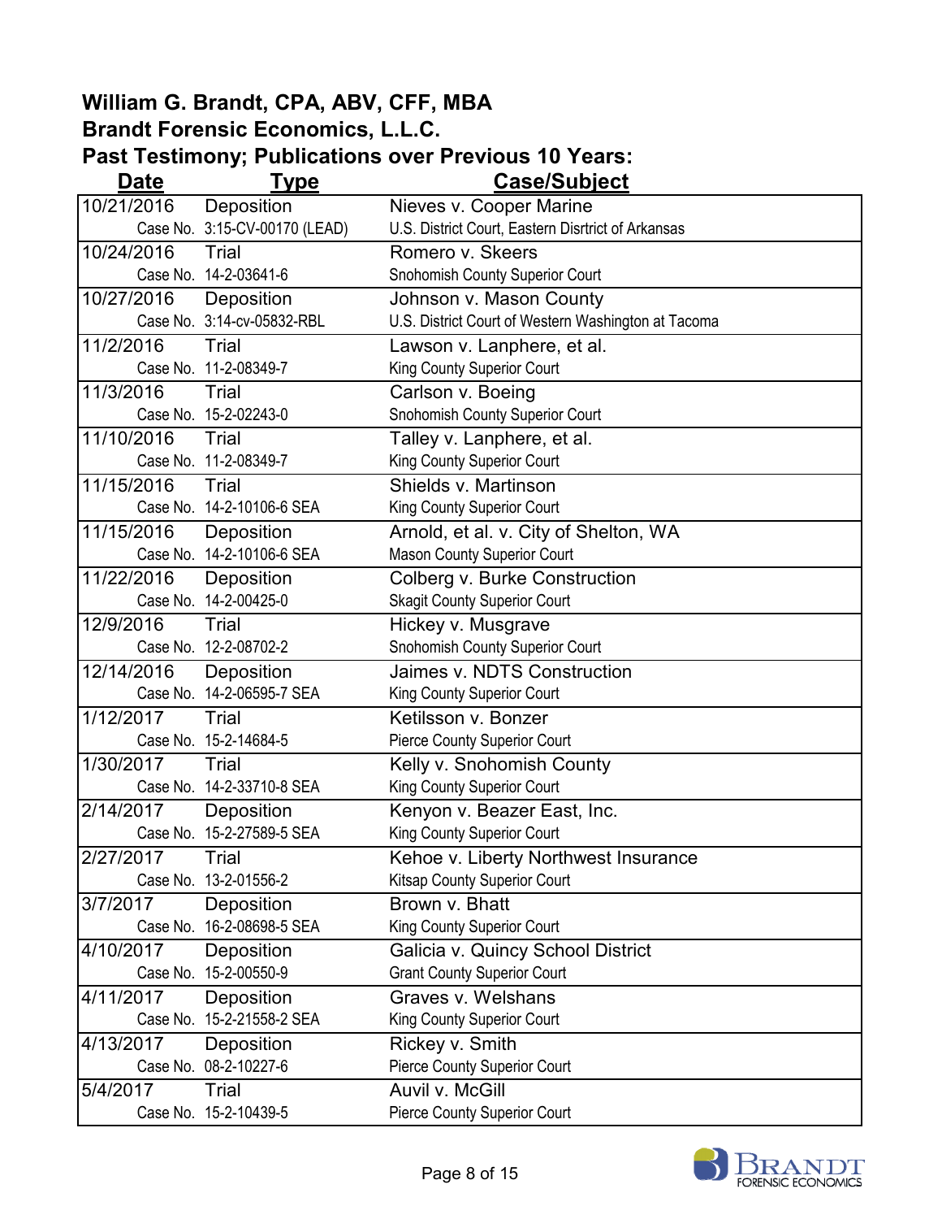**William G. Brandt, CPA, ABV, CFF, MBA**
**Brandt Forensic Economics, L.L.C.**
**Past Testimony; Publications over Previous 10 Years:**

| Date | Type | Case/Subject |
|---|---|---|
| 10/21/2016 | Deposition | Nieves v. Cooper Marine |
| | Case No. 3:15-CV-00170 (LEAD) | U.S. District Court, Eastern Disrtrict of Arkansas |
| 10/24/2016 | Trial | Romero v. Skeers |
| | Case No. 14-2-03641-6 | Snohomish County Superior Court |
| 10/27/2016 | Deposition | Johnson v. Mason County |
| | Case No. 3:14-cv-05832-RBL | U.S. District Court of Western Washington at Tacoma |
| 11/2/2016 | Trial | Lawson v. Lanphere, et al. |
| | Case No. 11-2-08349-7 | King County Superior Court |
| 11/3/2016 | Trial | Carlson v. Boeing |
| | Case No. 15-2-02243-0 | Snohomish County Superior Court |
| 11/10/2016 | Trial | Talley v. Lanphere, et al. |
| | Case No. 11-2-08349-7 | King County Superior Court |
| 11/15/2016 | Trial | Shields v. Martinson |
| | Case No. 14-2-10106-6 SEA | King County Superior Court |
| 11/15/2016 | Deposition | Arnold, et al. v. City of Shelton, WA |
| | Case No. 14-2-10106-6 SEA | Mason County Superior Court |
| 11/22/2016 | Deposition | Colberg v. Burke Construction |
| | Case No. 14-2-00425-0 | Skagit County Superior Court |
| 12/9/2016 | Trial | Hickey v. Musgrave |
| | Case No. 12-2-08702-2 | Snohomish County Superior Court |
| 12/14/2016 | Deposition | Jaimes v. NDTS Construction |
| | Case No. 14-2-06595-7 SEA | King County Superior Court |
| 1/12/2017 | Trial | Ketilsson v. Bonzer |
| | Case No. 15-2-14684-5 | Pierce County Superior Court |
| 1/30/2017 | Trial | Kelly v. Snohomish County |
| | Case No. 14-2-33710-8 SEA | King County Superior Court |
| 2/14/2017 | Deposition | Kenyon v. Beazer East, Inc. |
| | Case No. 15-2-27589-5 SEA | King County Superior Court |
| 2/27/2017 | Trial | Kehoe v. Liberty Northwest Insurance |
| | Case No. 13-2-01556-2 | Kitsap County Superior Court |
| 3/7/2017 | Deposition | Brown v. Bhatt |
| | Case No. 16-2-08698-5 SEA | King County Superior Court |
| 4/10/2017 | Deposition | Galicia v. Quincy School District |
| | Case No. 15-2-00550-9 | Grant County Superior Court |
| 4/11/2017 | Deposition | Graves v. Welshans |
| | Case No. 15-2-21558-2 SEA | King County Superior Court |
| 4/13/2017 | Deposition | Rickey v. Smith |
| | Case No. 08-2-10227-6 | Pierce County Superior Court |
| 5/4/2017 | Trial | Auvil v. McGill |
| | Case No. 15-2-10439-5 | Pierce County Superior Court |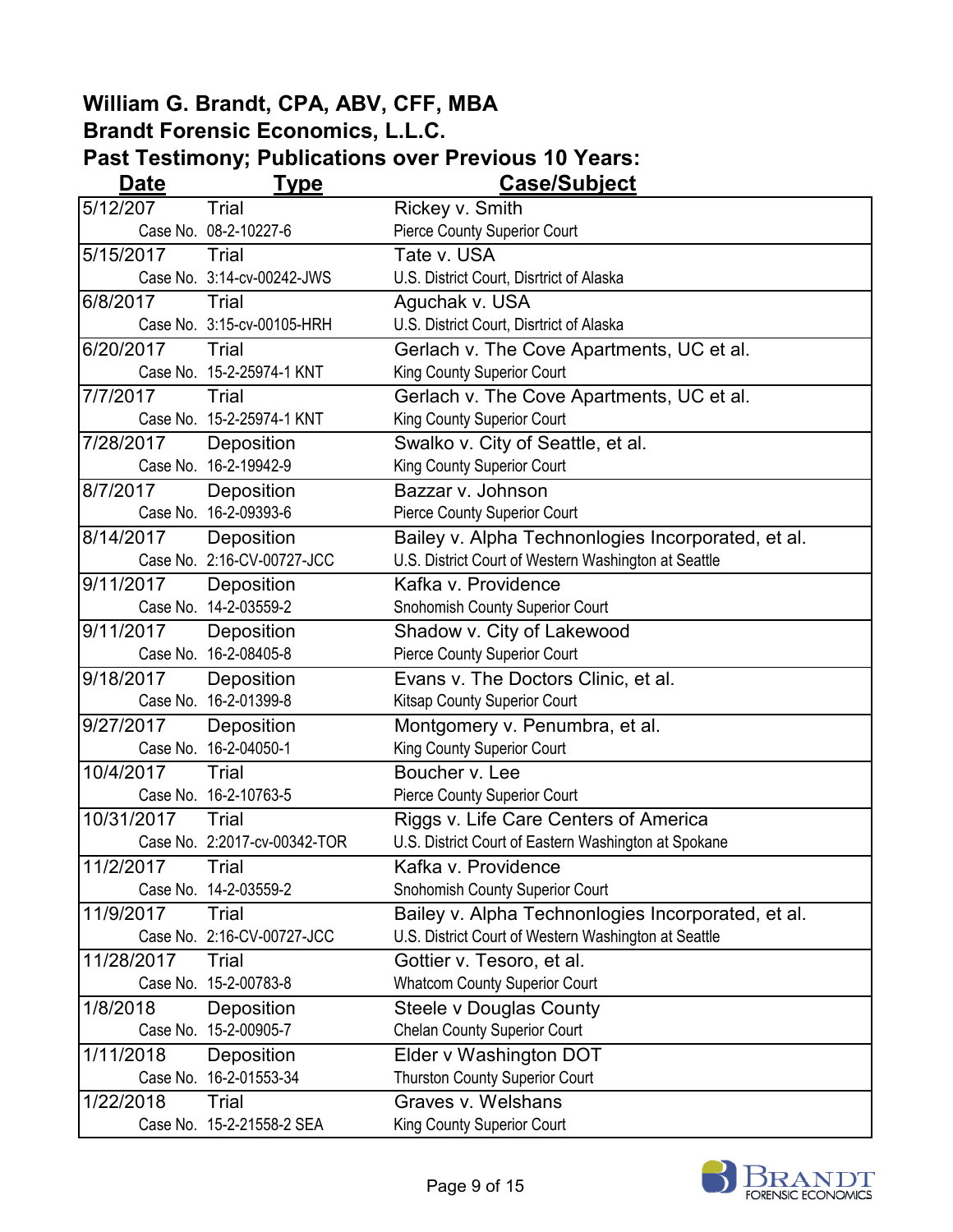**William G. Brandt, CPA, ABV, CFF, MBA**
**Brandt Forensic Economics, L.L.C.**
**Past Testimony; Publications over Previous 10 Years:**

| Date | Type | Case/Subject |
|---|---|---|
| 5/12/207 | Trial | Rickey v. Smith |
| | Case No. 08-2-10227-6 | Pierce County Superior Court |
| 5/15/2017 | Trial | Tate v. USA |
| | Case No. 3:14-cv-00242-JWS | U.S. District Court, Disrtrict of Alaska |
| 6/8/2017 | Trial | Aguchak v. USA |
| | Case No. 3:15-cv-00105-HRH | U.S. District Court, Disrtrict of Alaska |
| 6/20/2017 | Trial | Gerlach v. The Cove Apartments, UC et al. |
| | Case No. 15-2-25974-1 KNT | King County Superior Court |
| 7/7/2017 | Trial | Gerlach v. The Cove Apartments, UC et al. |
| | Case No. 15-2-25974-1 KNT | King County Superior Court |
| 7/28/2017 | Deposition | Swalko v. City of Seattle, et al. |
| | Case No. 16-2-19942-9 | King County Superior Court |
| 8/7/2017 | Deposition | Bazzar v. Johnson |
| | Case No. 16-2-09393-6 | Pierce County Superior Court |
| 8/14/2017 | Deposition | Bailey v. Alpha Technonlogies Incorporated, et al. |
| | Case No. 2:16-CV-00727-JCC | U.S. District Court of Western Washington at Seattle |
| 9/11/2017 | Deposition | Kafka v. Providence |
| | Case No. 14-2-03559-2 | Snohomish County Superior Court |
| 9/11/2017 | Deposition | Shadow v. City of Lakewood |
| | Case No. 16-2-08405-8 | Pierce County Superior Court |
| 9/18/2017 | Deposition | Evans v. The Doctors Clinic, et al. |
| | Case No. 16-2-01399-8 | Kitsap County Superior Court |
| 9/27/2017 | Deposition | Montgomery v. Penumbra, et al. |
| | Case No. 16-2-04050-1 | King County Superior Court |
| 10/4/2017 | Trial | Boucher v. Lee |
| | Case No. 16-2-10763-5 | Pierce County Superior Court |
| 10/31/2017 | Trial | Riggs v. Life Care Centers of America |
| | Case No. 2:2017-cv-00342-TOR | U.S. District Court of Eastern Washington at Spokane |
| 11/2/2017 | Trial | Kafka v. Providence |
| | Case No. 14-2-03559-2 | Snohomish County Superior Court |
| 11/9/2017 | Trial | Bailey v. Alpha Technonlogies Incorporated, et al. |
| | Case No. 2:16-CV-00727-JCC | U.S. District Court of Western Washington at Seattle |
| 11/28/2017 | Trial | Gottier v. Tesoro, et al. |
| | Case No. 15-2-00783-8 | Whatcom County Superior Court |
| 1/8/2018 | Deposition | Steele v Douglas County |
| | Case No. 15-2-00905-7 | Chelan County Superior Court |
| 1/11/2018 | Deposition | Elder v Washington DOT |
| | Case No. 16-2-01553-34 | Thurston County Superior Court |
| 1/22/2018 | Trial | Graves v. Welshans |
| | Case No. 15-2-21558-2 SEA | King County Superior Court |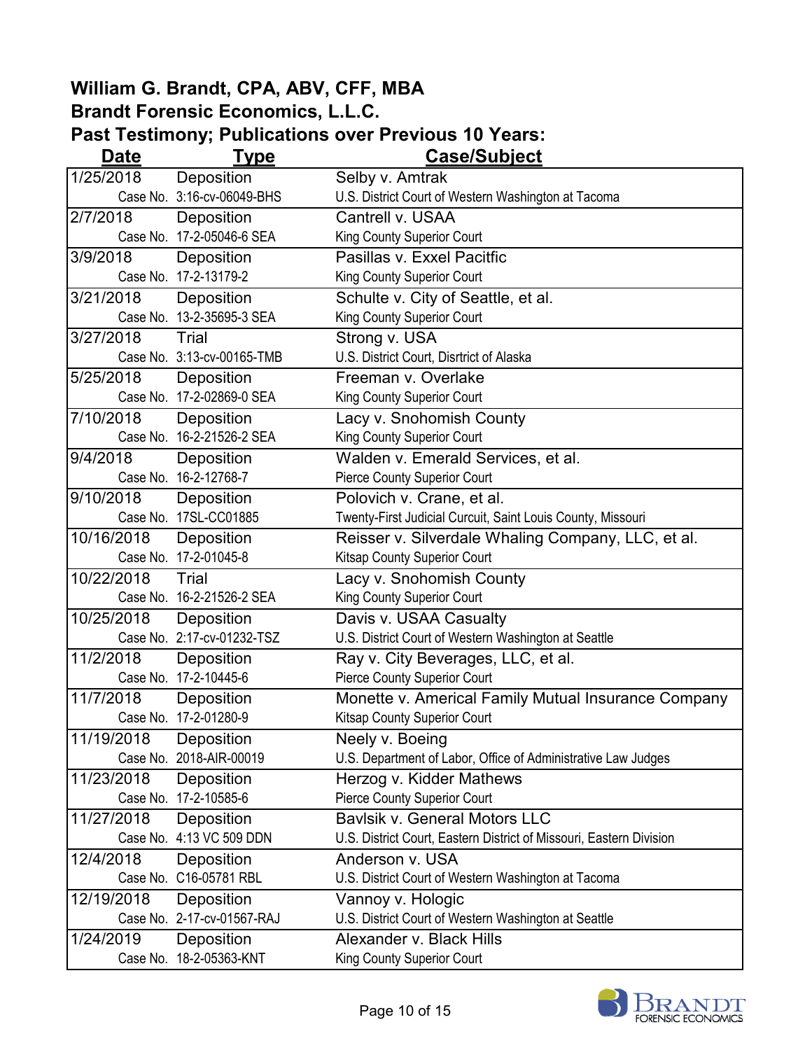**William G. Brandt, CPA, ABV, CFF, MBA**
**Brandt Forensic Economics, L.L.C.**
**Past Testimony; Publications over Previous 10 Years:**

| Date | Type | Case/Subject |
|---|---|---|
| 1/25/2018 | Deposition | Selby v. Amtrak |
| | Case No. 3:16-cv-06049-BHS | U.S. District Court of Western Washington at Tacoma |
| 2/7/2018 | Deposition | Cantrell v. USAA |
| | Case No. 17-2-05046-6 SEA | King County Superior Court |
| 3/9/2018 | Deposition | Pasillas v. Exxel Pacitfic |
| | Case No. 17-2-13179-2 | King County Superior Court |
| 3/21/2018 | Deposition | Schulte v. City of Seattle, et al. |
| | Case No. 13-2-35695-3 SEA | King County Superior Court |
| 3/27/2018 | Trial | Strong v. USA |
| | Case No. 3:13-cv-00165-TMB | U.S. District Court, Disrtrict of Alaska |
| 5/25/2018 | Deposition | Freeman v. Overlake |
| | Case No. 17-2-02869-0 SEA | King County Superior Court |
| 7/10/2018 | Deposition | Lacy v. Snohomish County |
| | Case No. 16-2-21526-2 SEA | King County Superior Court |
| 9/4/2018 | Deposition | Walden v. Emerald Services, et al. |
| | Case No. 16-2-12768-7 | Pierce County Superior Court |
| 9/10/2018 | Deposition | Polovich v. Crane, et al. |
| | Case No. 17SL-CC01885 | Twenty-First Judicial Curcuit, Saint Louis County, Missouri |
| 10/16/2018 | Deposition | Reisser v. Silverdale Whaling Company, LLC, et al. |
| | Case No. 17-2-01045-8 | Kitsap County Superior Court |
| 10/22/2018 | Trial | Lacy v. Snohomish County |
| | Case No. 16-2-21526-2 SEA | King County Superior Court |
| 10/25/2018 | Deposition | Davis v. USAA Casualty |
| | Case No. 2:17-cv-01232-TSZ | U.S. District Court of Western Washington at Seattle |
| 11/2/2018 | Deposition | Ray v. City Beverages, LLC, et al. |
| | Case No. 17-2-10445-6 | Pierce County Superior Court |
| 11/7/2018 | Deposition | Monette v. Americal Family Mutual Insurance Company |
| | Case No. 17-2-01280-9 | Kitsap County Superior Court |
| 11/19/2018 | Deposition | Neely v. Boeing |
| | Case No. 2018-AIR-00019 | U.S. Department of Labor, Office of Administrative Law Judges |
| 11/23/2018 | Deposition | Herzog v. Kidder Mathews |
| | Case No. 17-2-10585-6 | Pierce County Superior Court |
| 11/27/2018 | Deposition | Bavlsik v. General Motors LLC |
| | Case No. 4:13 VC 509 DDN | U.S. District Court, Eastern District of Missouri, Eastern Division |
| 12/4/2018 | Deposition | Anderson v. USA |
| | Case No. C16-05781 RBL | U.S. District Court of Western Washington at Tacoma |
| 12/19/2018 | Deposition | Vannoy v. Hologic |
| | Case No. 2-17-cv-01567-RAJ | U.S. District Court of Western Washington at Seattle |
| 1/24/2019 | Deposition | Alexander v. Black Hills |
| | Case No. 18-2-05363-KNT | King County Superior Court |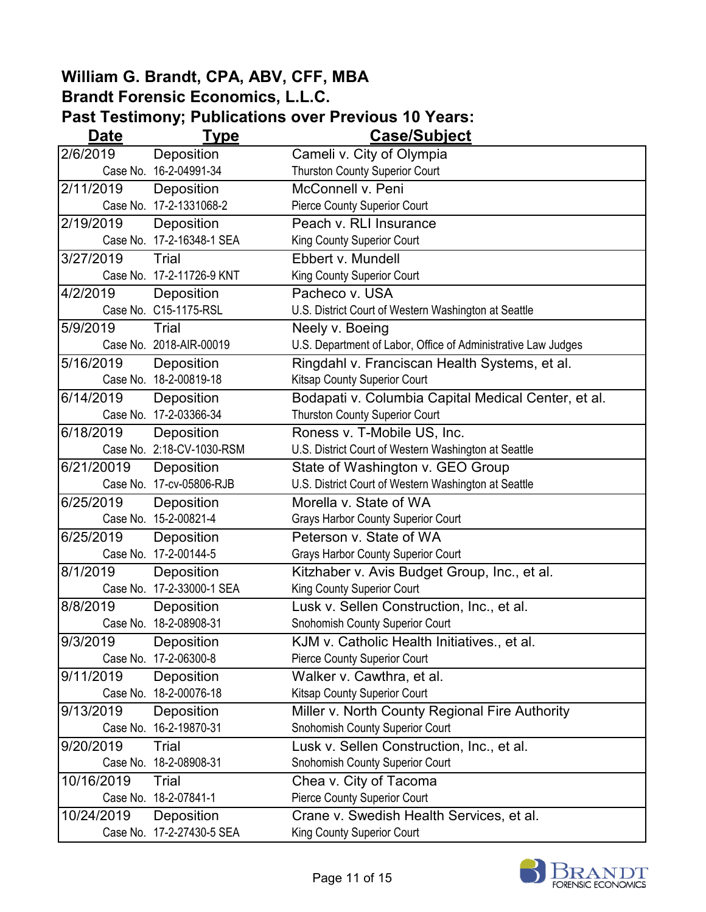## William G. Brandt, CPA, ABV, CFF, MBA
## Brandt Forensic Economics, L.L.C.
## Past Testimony; Publications over Previous 10 Years:

| Date | Type | Case/Subject |
|---|---|---|
| 2/6/2019 | Deposition | Cameli v. City of Olympia |
| | Case No. 16-2-04991-34 | Thurston County Superior Court |
| 2/11/2019 | Deposition | McConnell v. Peni |
| | Case No. 17-2-1331068-2 | Pierce County Superior Court |
| 2/19/2019 | Deposition | Peach v. RLI Insurance |
| | Case No. 17-2-16348-1 SEA | King County Superior Court |
| 3/27/2019 | Trial | Ebbert v. Mundell |
| | Case No. 17-2-11726-9 KNT | King County Superior Court |
| 4/2/2019 | Deposition | Pacheco v. USA |
| | Case No. C15-1175-RSL | U.S. District Court of Western Washington at Seattle |
| 5/9/2019 | Trial | Neely v. Boeing |
| | Case No. 2018-AIR-00019 | U.S. Department of Labor, Office of Administrative Law Judges |
| 5/16/2019 | Deposition | Ringdahl v. Franciscan Health Systems, et al. |
| | Case No. 18-2-00819-18 | Kitsap County Superior Court |
| 6/14/2019 | Deposition | Bodapati v. Columbia Capital Medical Center, et al. |
| | Case No. 17-2-03366-34 | Thurston County Superior Court |
| 6/18/2019 | Deposition | Roness v. T-Mobile US, Inc. |
| | Case No. 2:18-CV-1030-RSM | U.S. District Court of Western Washington at Seattle |
| 6/21/20019 | Deposition | State of Washington v. GEO Group |
| | Case No. 17-cv-05806-RJB | U.S. District Court of Western Washington at Seattle |
| 6/25/2019 | Deposition | Morella v. State of WA |
| | Case No. 15-2-00821-4 | Grays Harbor County Superior Court |
| 6/25/2019 | Deposition | Peterson v. State of WA |
| | Case No. 17-2-00144-5 | Grays Harbor County Superior Court |
| 8/1/2019 | Deposition | Kitzhaber v. Avis Budget Group, Inc., et al. |
| | Case No. 17-2-33000-1 SEA | King County Superior Court |
| 8/8/2019 | Deposition | Lusk v. Sellen Construction, Inc., et al. |
| | Case No. 18-2-08908-31 | Snohomish County Superior Court |
| 9/3/2019 | Deposition | KJM v. Catholic Health Initiatives., et al. |
| | Case No. 17-2-06300-8 | Pierce County Superior Court |
| 9/11/2019 | Deposition | Walker v. Cawthra, et al. |
| | Case No. 18-2-00076-18 | Kitsap County Superior Court |
| 9/13/2019 | Deposition | Miller v. North County Regional Fire Authority |
| | Case No. 16-2-19870-31 | Snohomish County Superior Court |
| 9/20/2019 | Trial | Lusk v. Sellen Construction, Inc., et al. |
| | Case No. 18-2-08908-31 | Snohomish County Superior Court |
| 10/16/2019 | Trial | Chea v. City of Tacoma |
| | Case No. 18-2-07841-1 | Pierce County Superior Court |
| 10/24/2019 | Deposition | Crane v. Swedish Health Services, et al. |
| | Case No. 17-2-27430-5 SEA | King County Superior Court |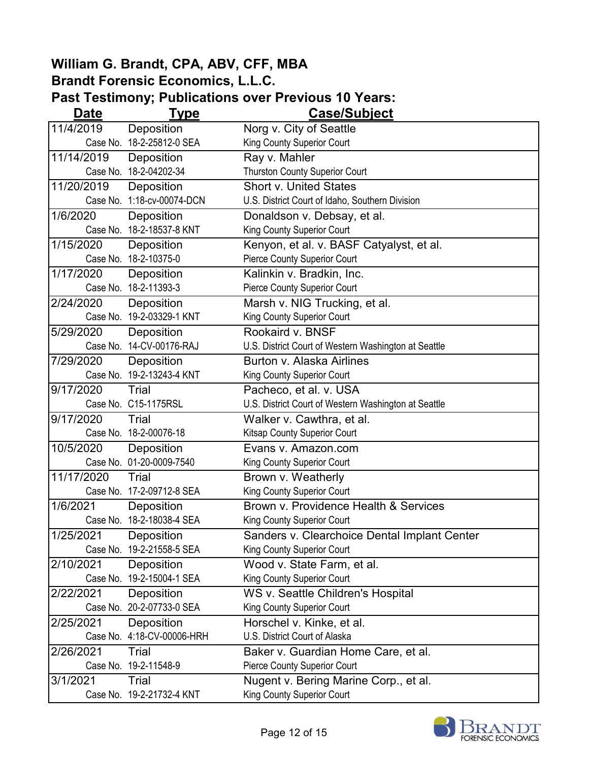**William G. Brandt, CPA, ABV, CFF, MBA**
**Brandt Forensic Economics, L.L.C.**
**Past Testimony; Publications over Previous 10 Years:**

| Date | Type | Case/Subject |
|---|---|---|
| 11/4/2019 | Deposition | Norg v. City of Seattle |
| Case No. | 18-2-25812-0 SEA | King County Superior Court |
| 11/14/2019 | Deposition | Ray v. Mahler |
| Case No. | 18-2-04202-34 | Thurston County Superior Court |
| 11/20/2019 | Deposition | Short v. United States |
| Case No. | 1:18-cv-00074-DCN | U.S. District Court of Idaho, Southern Division |
| 1/6/2020 | Deposition | Donaldson v. Debsay, et al. |
| Case No. | 18-2-18537-8 KNT | King County Superior Court |
| 1/15/2020 | Deposition | Kenyon, et al. v. BASF Catyalyst, et al. |
| Case No. | 18-2-10375-0 | Pierce County Superior Court |
| 1/17/2020 | Deposition | Kalinkin v. Bradkin, Inc. |
| Case No. | 18-2-11393-3 | Pierce County Superior Court |
| 2/24/2020 | Deposition | Marsh v. NIG Trucking, et al. |
| Case No. | 19-2-03329-1 KNT | King County Superior Court |
| 5/29/2020 | Deposition | Rookaird v. BNSF |
| Case No. | 14-CV-00176-RAJ | U.S. District Court of Western Washington at Seattle |
| 7/29/2020 | Deposition | Burton v. Alaska Airlines |
| Case No. | 19-2-13243-4 KNT | King County Superior Court |
| 9/17/2020 | Trial | Pacheco, et al. v. USA |
| Case No. | C15-1175RSL | U.S. District Court of Western Washington at Seattle |
| 9/17/2020 | Trial | Walker v. Cawthra, et al. |
| Case No. | 18-2-00076-18 | Kitsap County Superior Court |
| 10/5/2020 | Deposition | Evans v. Amazon.com |
| Case No. | 01-20-0009-7540 | King County Superior Court |
| 11/17/2020 | Trial | Brown v. Weatherly |
| Case No. | 17-2-09712-8 SEA | King County Superior Court |
| 1/6/2021 | Deposition | Brown v. Providence Health & Services |
| Case No. | 18-2-18038-4 SEA | King County Superior Court |
| 1/25/2021 | Deposition | Sanders v. Clearchoice Dental Implant Center |
| Case No. | 19-2-21558-5 SEA | King County Superior Court |
| 2/10/2021 | Deposition | Wood v. State Farm, et al. |
| Case No. | 19-2-15004-1 SEA | King County Superior Court |
| 2/22/2021 | Deposition | WS v. Seattle Children's Hospital |
| Case No. | 20-2-07733-0 SEA | King County Superior Court |
| 2/25/2021 | Deposition | Horschel v. Kinke, et al. |
| Case No. | 4:18-CV-00006-HRH | U.S. District Court of Alaska |
| 2/26/2021 | Trial | Baker v. Guardian Home Care, et al. |
| Case No. | 19-2-11548-9 | Pierce County Superior Court |
| 3/1/2021 | Trial | Nugent v. Bering Marine Corp., et al. |
| Case No. | 19-2-21732-4 KNT | King County Superior Court |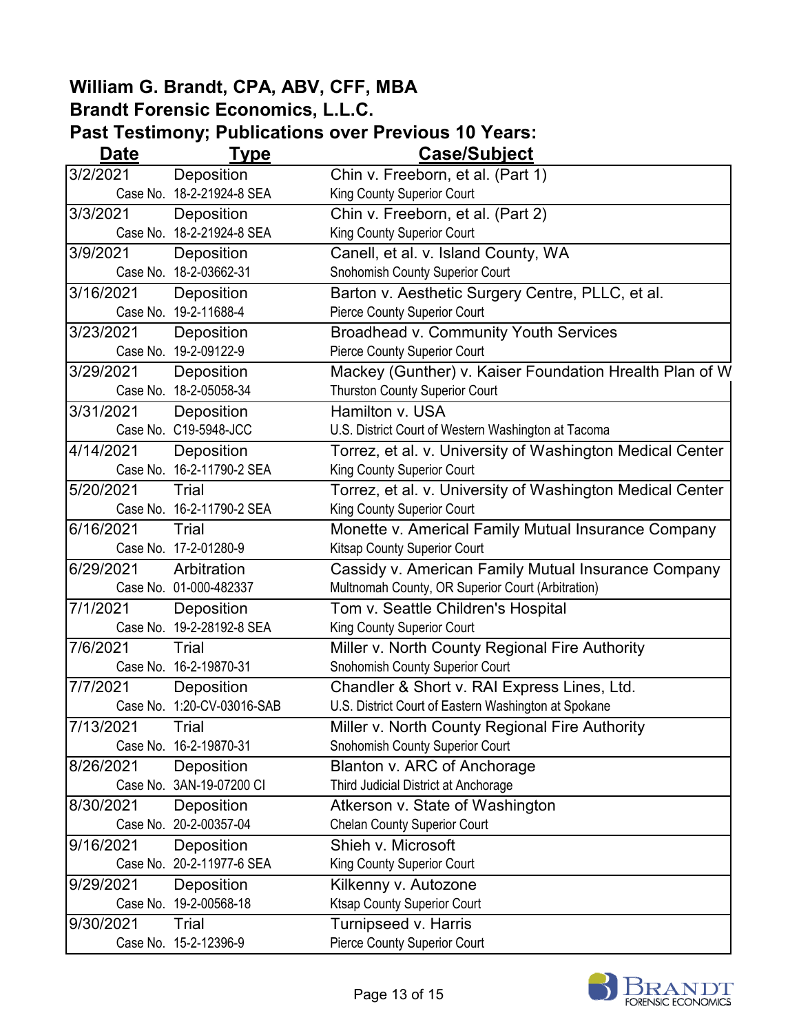## William G. Brandt, CPA, ABV, CFF, MBA
## Brandt Forensic Economics, L.L.C.
## Past Testimony; Publications over Previous 10 Years:

| Date | Type | Case/Subject |
|---|---|---|
| 3/2/2021 | Deposition | Chin v. Freeborn, et al. (Part 1) |
| | Case No. 18-2-21924-8 SEA | King County Superior Court |
| 3/3/2021 | Deposition | Chin v. Freeborn, et al. (Part 2) |
| | Case No. 18-2-21924-8 SEA | King County Superior Court |
| 3/9/2021 | Deposition | Canell, et al. v. Island County, WA |
| | Case No. 18-2-03662-31 | Snohomish County Superior Court |
| 3/16/2021 | Deposition | Barton v. Aesthetic Surgery Centre, PLLC, et al. |
| | Case No. 19-2-11688-4 | Pierce County Superior Court |
| 3/23/2021 | Deposition | Broadhead v. Community Youth Services |
| | Case No. 19-2-09122-9 | Pierce County Superior Court |
| 3/29/2021 | Deposition | Mackey (Gunther) v. Kaiser Foundation Hrealth Plan of W |
| | Case No. 18-2-05058-34 | Thurston County Superior Court |
| 3/31/2021 | Deposition | Hamilton v. USA |
| | Case No. C19-5948-JCC | U.S. District Court of Western Washington at Tacoma |
| 4/14/2021 | Deposition | Torrez, et al. v. University of Washington Medical Center |
| | Case No. 16-2-11790-2 SEA | King County Superior Court |
| 5/20/2021 | Trial | Torrez, et al. v. University of Washington Medical Center |
| | Case No. 16-2-11790-2 SEA | King County Superior Court |
| 6/16/2021 | Trial | Monette v. Americal Family Mutual Insurance Company |
| | Case No. 17-2-01280-9 | Kitsap County Superior Court |
| 6/29/2021 | Arbitration | Cassidy v. American Family Mutual Insurance Company |
| | Case No. 01-000-482337 | Multnomah County, OR Superior Court (Arbitration) |
| 7/1/2021 | Deposition | Tom v. Seattle Children's Hospital |
| | Case No. 19-2-28192-8 SEA | King County Superior Court |
| 7/6/2021 | Trial | Miller v. North County Regional Fire Authority |
| | Case No. 16-2-19870-31 | Snohomish County Superior Court |
| 7/7/2021 | Deposition | Chandler & Short v. RAI Express Lines, Ltd. |
| | Case No. 1:20-CV-03016-SAB | U.S. District Court of Eastern Washington at Spokane |
| 7/13/2021 | Trial | Miller v. North County Regional Fire Authority |
| | Case No. 16-2-19870-31 | Snohomish County Superior Court |
| 8/26/2021 | Deposition | Blanton v. ARC of Anchorage |
| | Case No. 3AN-19-07200 CI | Third Judicial District at Anchorage |
| 8/30/2021 | Deposition | Atkerson v. State of Washington |
| | Case No. 20-2-00357-04 | Chelan County Superior Court |
| 9/16/2021 | Deposition | Shieh v. Microsoft |
| | Case No. 20-2-11977-6 SEA | King County Superior Court |
| 9/29/2021 | Deposition | Kilkenny v. Autozone |
| | Case No. 19-2-00568-18 | Ktsap County Superior Court |
| 9/30/2021 | Trial | Turnipseed v. Harris |
| | Case No. 15-2-12396-9 | Pierce County Superior Court |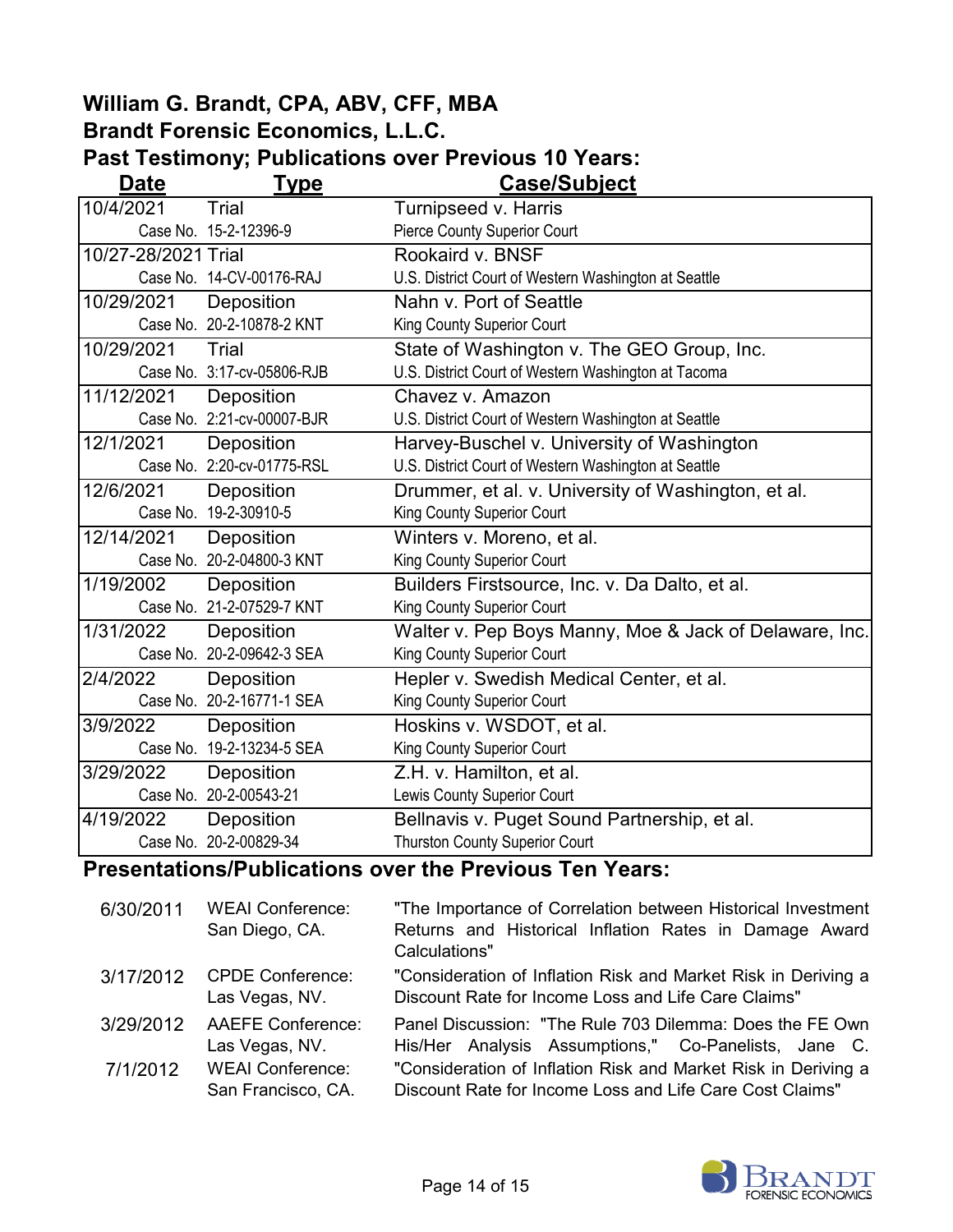## William G. Brandt, CPA, ABV, CFF, MBA
## Brandt Forensic Economics, L.L.C.
## Past Testimony; Publications over Previous 10 Years:

| Date | Type | Case/Subject |
|---|---|---|
| 10/4/2021 | Trial | Turnipseed v. Harris |
| | Case No. 15-2-12396-9 | Pierce County Superior Court |
| 10/27-28/2021 | Trial | Rookaird v. BNSF |
| | Case No. 14-CV-00176-RAJ | U.S. District Court of Western Washington at Seattle |
| 10/29/2021 | Deposition | Nahn v. Port of Seattle |
| | Case No. 20-2-10878-2 KNT | King County Superior Court |
| 10/29/2021 | Trial | State of Washington v. The GEO Group, Inc. |
| | Case No. 3:17-cv-05806-RJB | U.S. District Court of Western Washington at Tacoma |
| 11/12/2021 | Deposition | Chavez v. Amazon |
| | Case No. 2:21-cv-00007-BJR | U.S. District Court of Western Washington at Seattle |
| 12/1/2021 | Deposition | Harvey-Buschel v. University of Washington |
| | Case No. 2:20-cv-01775-RSL | U.S. District Court of Western Washington at Seattle |
| 12/6/2021 | Deposition | Drummer, et al. v. University of Washington, et al. |
| | Case No. 19-2-30910-5 | King County Superior Court |
| 12/14/2021 | Deposition | Winters v. Moreno, et al. |
| | Case No. 20-2-04800-3 KNT | King County Superior Court |
| 1/19/2002 | Deposition | Builders Firstsource, Inc. v. Da Dalto, et al. |
| | Case No. 21-2-07529-7 KNT | King County Superior Court |
| 1/31/2022 | Deposition | Walter v. Pep Boys Manny, Moe & Jack of Delaware, Inc. |
| | Case No. 20-2-09642-3 SEA | King County Superior Court |
| 2/4/2022 | Deposition | Hepler v. Swedish Medical Center, et al. |
| | Case No. 20-2-16771-1 SEA | King County Superior Court |
| 3/9/2022 | Deposition | Hoskins v. WSDOT, et al. |
| | Case No. 19-2-13234-5 SEA | King County Superior Court |
| 3/29/2022 | Deposition | Z.H. v. Hamilton, et al. |
| | Case No. 20-2-00543-21 | Lewis County Superior Court |
| 4/19/2022 | Deposition | Bellnavis v. Puget Sound Partnership, et al. |
| | Case No. 20-2-00829-34 | Thurston County Superior Court |

## Presentations/Publications over the Previous Ten Years:

| | | |
|---|---|---|
| 6/30/2011 | WEAI Conference: San Diego, CA. | "The Importance of Correlation between Historical Investment Returns and Historical Inflation Rates in Damage Award Calculations" |
| 3/17/2012 | CPDE Conference: Las Vegas, NV. | "Consideration of Inflation Risk and Market Risk in Deriving a Discount Rate for Income Loss and Life Care Claims" |
| 3/29/2012 | AAEFE Conference: Las Vegas, NV. | Panel Discussion: "The Rule 703 Dilemma: Does the FE Own His/Her Analysis Assumptions," Co-Panelists, Jane C. |
| 7/1/2012 | WEAI Conference: San Francisco, CA. | "Consideration of Inflation Risk and Market Risk in Deriving a Discount Rate for Income Loss and Life Care Cost Claims" |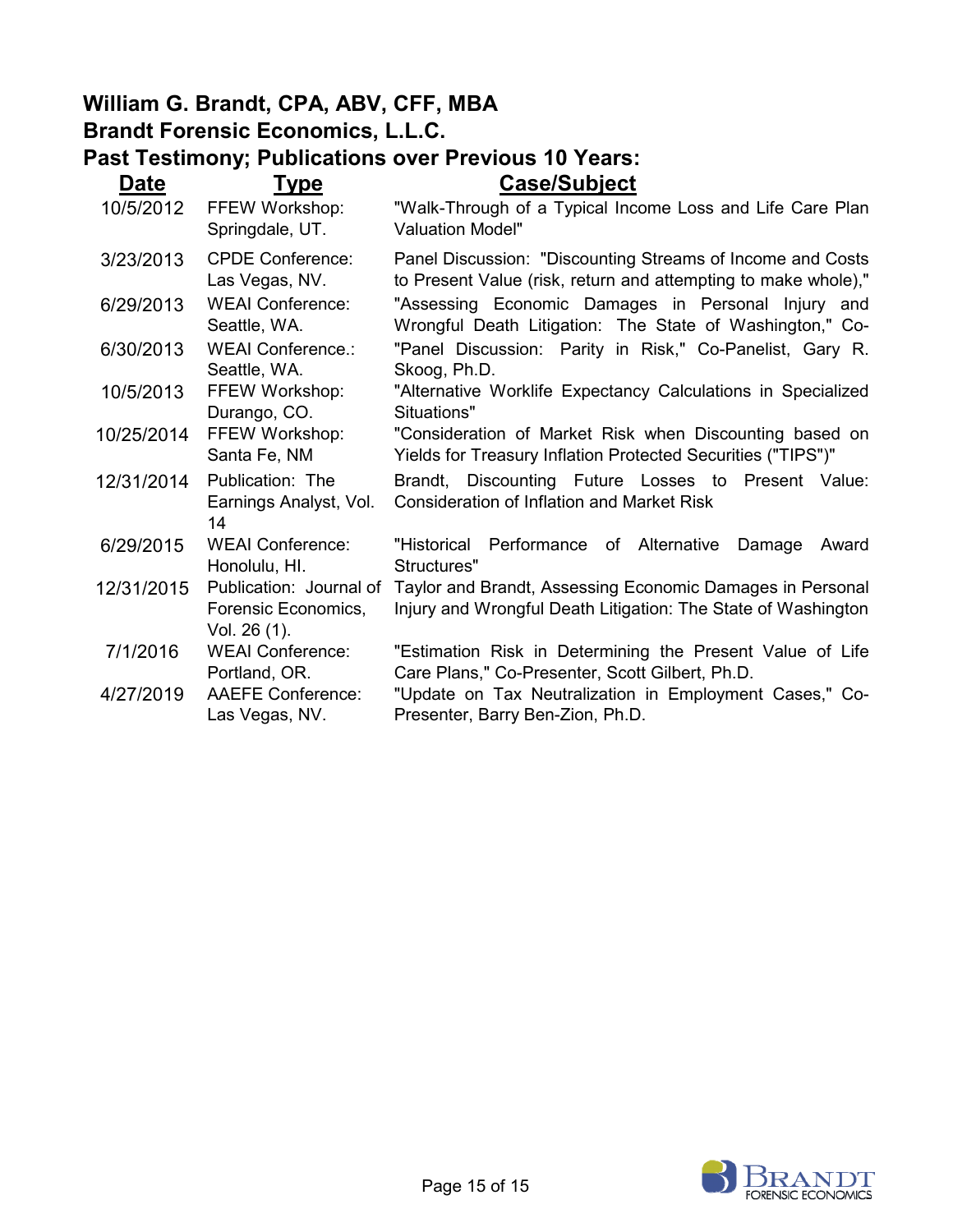## William G. Brandt, CPA, ABV, CFF, MBA
## Brandt Forensic Economics, L.L.C.
## Past Testimony; Publications over Previous 10 Years:

| Date | Type | Case/Subject |
|---|---|---|
| 10/5/2012 | FFEW Workshop: Springdale, UT. | "Walk-Through of a Typical Income Loss and Life Care Plan Valuation Model" |
| 3/23/2013 | CPDE Conference: Las Vegas, NV. | Panel Discussion: "Discounting Streams of Income and Costs to Present Value (risk, return and attempting to make whole)," |
| 6/29/2013 | WEAI Conference: Seattle, WA. | "Assessing Economic Damages in Personal Injury and Wrongful Death Litigation: The State of Washington," Co- |
| 6/30/2013 | WEAI Conference.: Seattle, WA. | "Panel Discussion: Parity in Risk," Co-Panelist, Gary R. Skoog, Ph.D. |
| 10/5/2013 | FFEW Workshop: Durango, CO. | "Alternative Worklife Expectancy Calculations in Specialized Situations" |
| 10/25/2014 | FFEW Workshop: Santa Fe, NM | "Consideration of Market Risk when Discounting based on Yields for Treasury Inflation Protected Securities ("TIPS")" |
| 12/31/2014 | Publication: The Earnings Analyst, Vol. 14 | Brandt, Discounting Future Losses to Present Value: Consideration of Inflation and Market Risk |
| 6/29/2015 | WEAI Conference: Honolulu, HI. | "Historical Performance of Alternative Damage Award Structures" |
| 12/31/2015 | Publication: Journal of Forensic Economics, Vol. 26 (1). | Taylor and Brandt, Assessing Economic Damages in Personal Injury and Wrongful Death Litigation: The State of Washington |
| 7/1/2016 | WEAI Conference: Portland, OR. | "Estimation Risk in Determining the Present Value of Life Care Plans," Co-Presenter, Scott Gilbert, Ph.D. |
| 4/27/2019 | AAEFE Conference: Las Vegas, NV. | "Update on Tax Neutralization in Employment Cases," Co-Presenter, Barry Ben-Zion, Ph.D. |